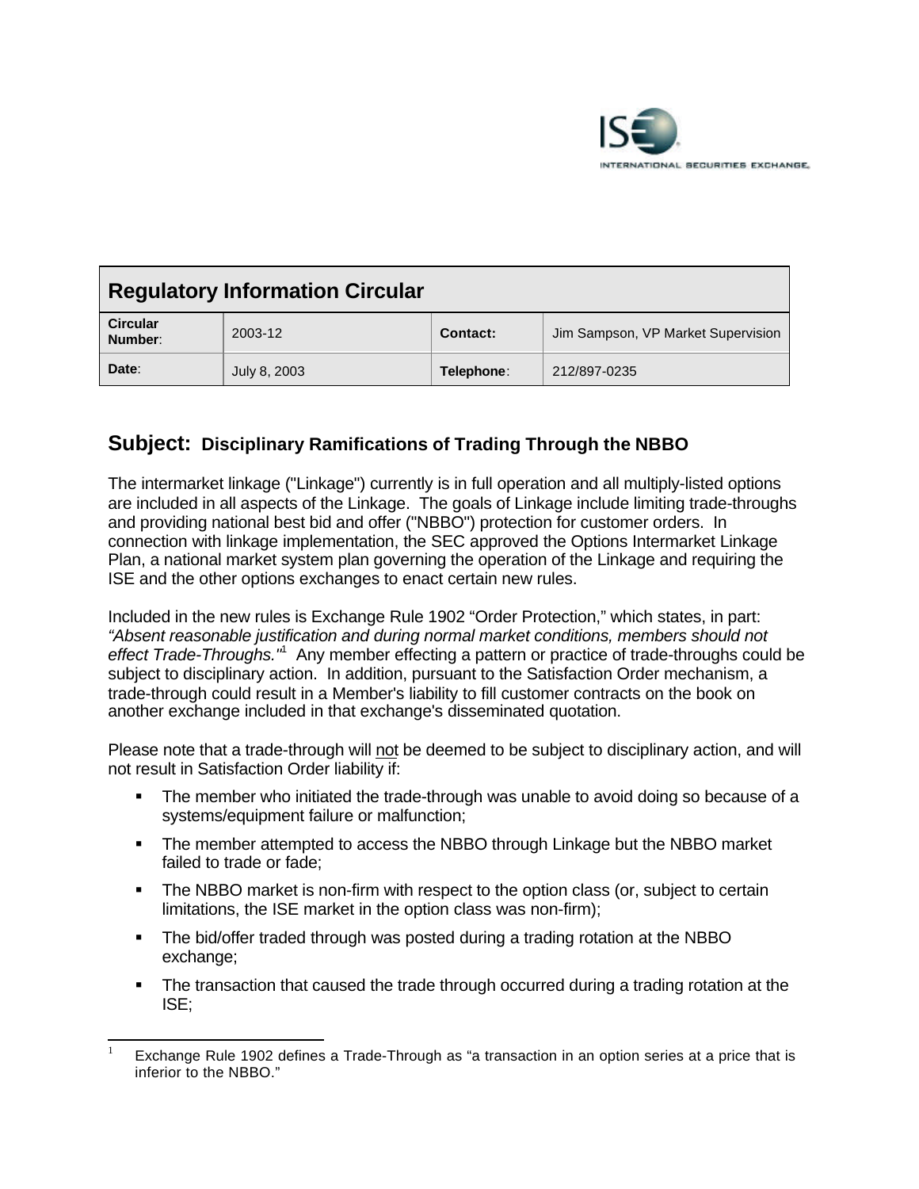## Regulatory Information Circular

| **Circular Number**: | 2003-12 | **Contact:** | Jim Sampson, VP Market Supervision |
|---|---|---|---|
| **Date**: | July 8, 2003 | **Telephone**: | 212/897-0235 |

## Subject: Disciplinary Ramifications of Trading Through the NBBO

The intermarket linkage ("Linkage") currently is in full operation and all multiply-listed options are included in all aspects of the Linkage. The goals of Linkage include limiting trade-throughs and providing national best bid and offer ("NBBO") protection for customer orders. In connection with linkage implementation, the SEC approved the Options Intermarket Linkage Plan, a national market system plan governing the operation of the Linkage and requiring the ISE and the other options exchanges to enact certain new rules.

Included in the new rules is Exchange Rule 1902 "Order Protection," which states, in part: *"Absent reasonable justification and during normal market conditions, members should not effect Trade-Throughs."*[1] Any member effecting a pattern or practice of trade-throughs could be subject to disciplinary action. In addition, pursuant to the Satisfaction Order mechanism, a trade-through could result in a Member's liability to fill customer contracts on the book on another exchange included in that exchange's disseminated quotation.

Please note that a trade-through will not be deemed to be subject to disciplinary action, and will not result in Satisfaction Order liability if:

- The member who initiated the trade-through was unable to avoid doing so because of a systems/equipment failure or malfunction;
- The member attempted to access the NBBO through Linkage but the NBBO market failed to trade or fade;
- The NBBO market is non-firm with respect to the option class (or, subject to certain limitations, the ISE market in the option class was non-firm);
- The bid/offer traded through was posted during a trading rotation at the NBBO exchange;
- The transaction that caused the trade through occurred during a trading rotation at the ISE;

[1] Exchange Rule 1902 defines a Trade-Through as "a transaction in an option series at a price that is inferior to the NBBO."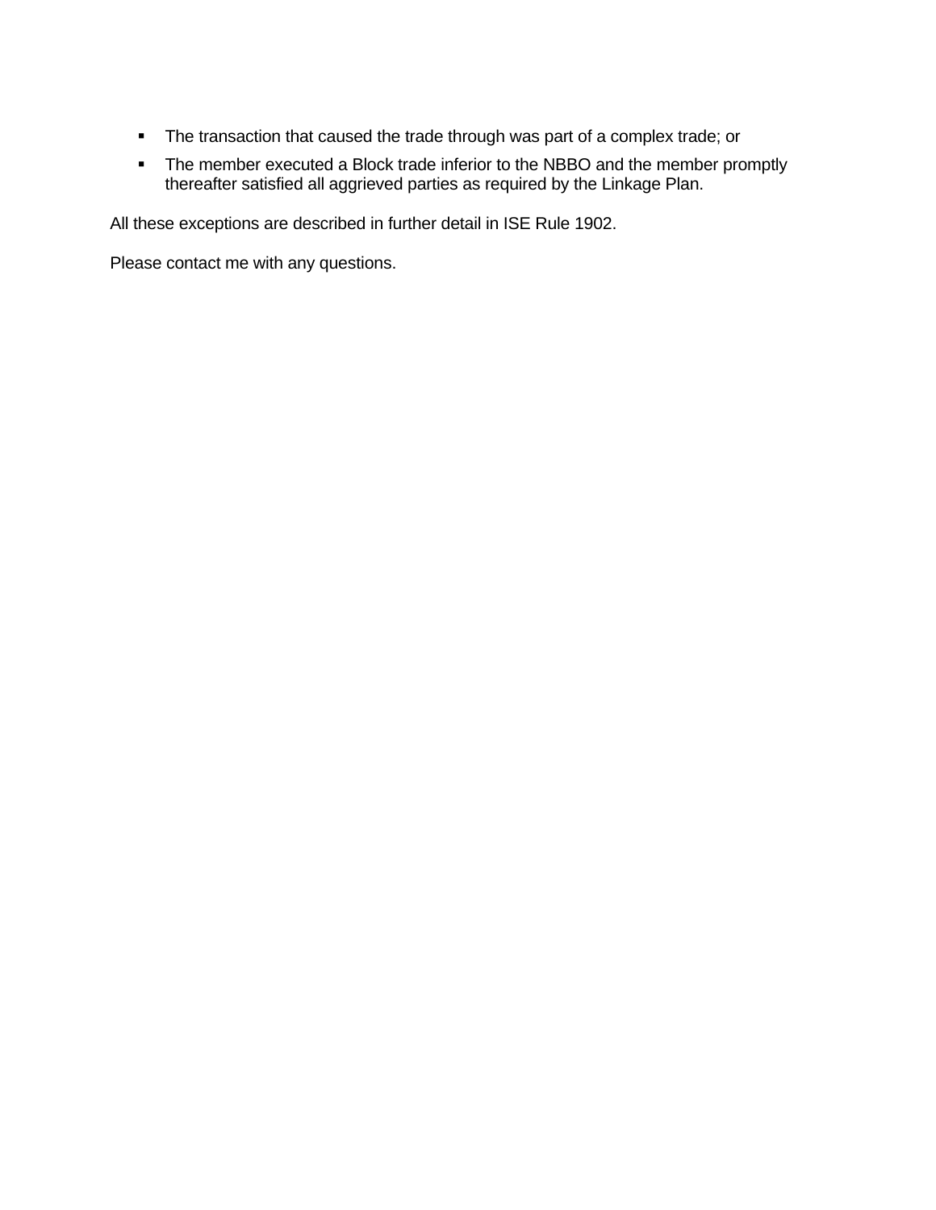- The transaction that caused the trade through was part of a complex trade; or
- The member executed a Block trade inferior to the NBBO and the member promptly thereafter satisfied all aggrieved parties as required by the Linkage Plan.

All these exceptions are described in further detail in ISE Rule 1902.

Please contact me with any questions.